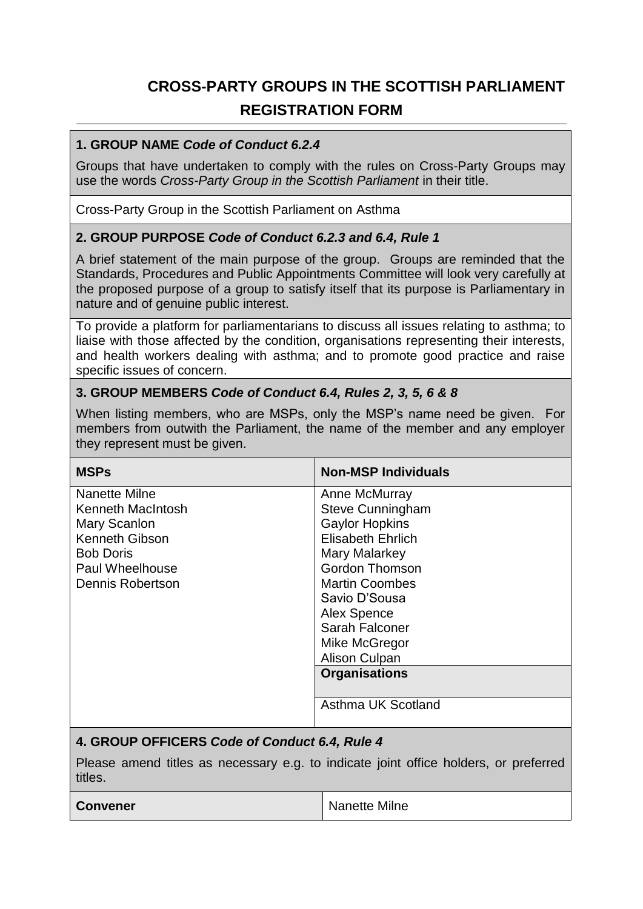# CROSS-PARTY GROUPS IN THE SCOTTISH PARLIAMENT

## REGISTRATION FORM

### 1. GROUP NAME *Code of Conduct 6.2.4*

Groups that have undertaken to comply with the rules on Cross-Party Groups may use the words *Cross-Party Group in the Scottish Parliament* in their title.

Cross-Party Group in the Scottish Parliament on Asthma

### 2. GROUP PURPOSE *Code of Conduct 6.2.3 and 6.4, Rule 1*

A brief statement of the main purpose of the group. Groups are reminded that the Standards, Procedures and Public Appointments Committee will look very carefully at the proposed purpose of a group to satisfy itself that its purpose is Parliamentary in nature and of genuine public interest.

To provide a platform for parliamentarians to discuss all issues relating to asthma; to liaise with those affected by the condition, organisations representing their interests, and health workers dealing with asthma; and to promote good practice and raise specific issues of concern.

### 3. GROUP MEMBERS *Code of Conduct 6.4, Rules 2, 3, 5, 6 & 8*

When listing members, who are MSPs, only the MSP's name need be given. For members from outwith the Parliament, the name of the member and any employer they represent must be given.

| MSPs | Non-MSP Individuals |
|---|---|
| Nanette Milne<br>Kenneth MacIntosh<br>Mary Scanlon<br>Kenneth Gibson<br>Bob Doris<br>Paul Wheelhouse<br>Dennis Robertson | Anne McMurray<br>Steve Cunningham<br>Gaylor Hopkins<br>Elisabeth Ehrlich<br>Mary Malarkey<br>Gordon Thomson<br>Martin Coombes<br>Savio D'Sousa<br>Alex Spence<br>Sarah Falconer<br>Mike McGregor<br>Alison Culpan |
| | **Organisations** |
| | Asthma UK Scotland |

### 4. GROUP OFFICERS *Code of Conduct 6.4, Rule 4*

Please amend titles as necessary e.g. to indicate joint office holders, or preferred titles.

| | |
|---|---|
| **Convener** | Nanette Milne |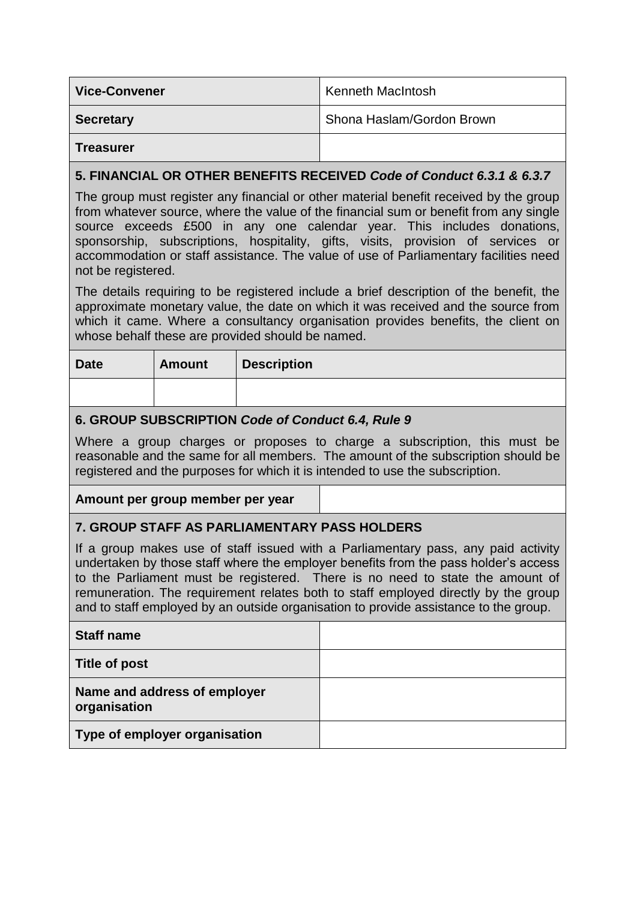| | |
|---|---|
| **Vice-Convener** | Kenneth MacIntosh |
| **Secretary** | Shona Haslam/Gordon Brown |
| **Treasurer** | |

## 5. FINANCIAL OR OTHER BENEFITS RECEIVED *Code of Conduct 6.3.1 & 6.3.7*

The group must register any financial or other material benefit received by the group from whatever source, where the value of the financial sum or benefit from any single source exceeds £500 in any one calendar year. This includes donations, sponsorship, subscriptions, hospitality, gifts, visits, provision of services or accommodation or staff assistance. The value of use of Parliamentary facilities need not be registered.

The details requiring to be registered include a brief description of the benefit, the approximate monetary value, the date on which it was received and the source from which it came. Where a consultancy organisation provides benefits, the client on whose behalf these are provided should be named.

| Date | Amount | Description |
|---|---|---|
| | | |

## 6. GROUP SUBSCRIPTION *Code of Conduct 6.4, Rule 9*

Where a group charges or proposes to charge a subscription, this must be reasonable and the same for all members. The amount of the subscription should be registered and the purposes for which it is intended to use the subscription.

| | |
|---|---|
| **Amount per group member per year** | |

## 7. GROUP STAFF AS PARLIAMENTARY PASS HOLDERS

If a group makes use of staff issued with a Parliamentary pass, any paid activity undertaken by those staff where the employer benefits from the pass holder's access to the Parliament must be registered. There is no need to state the amount of remuneration. The requirement relates both to staff employed directly by the group and to staff employed by an outside organisation to provide assistance to the group.

| | |
|---|---|
| **Staff name** | |
| **Title of post** | |
| **Name and address of employer organisation** | |
| **Type of employer organisation** | |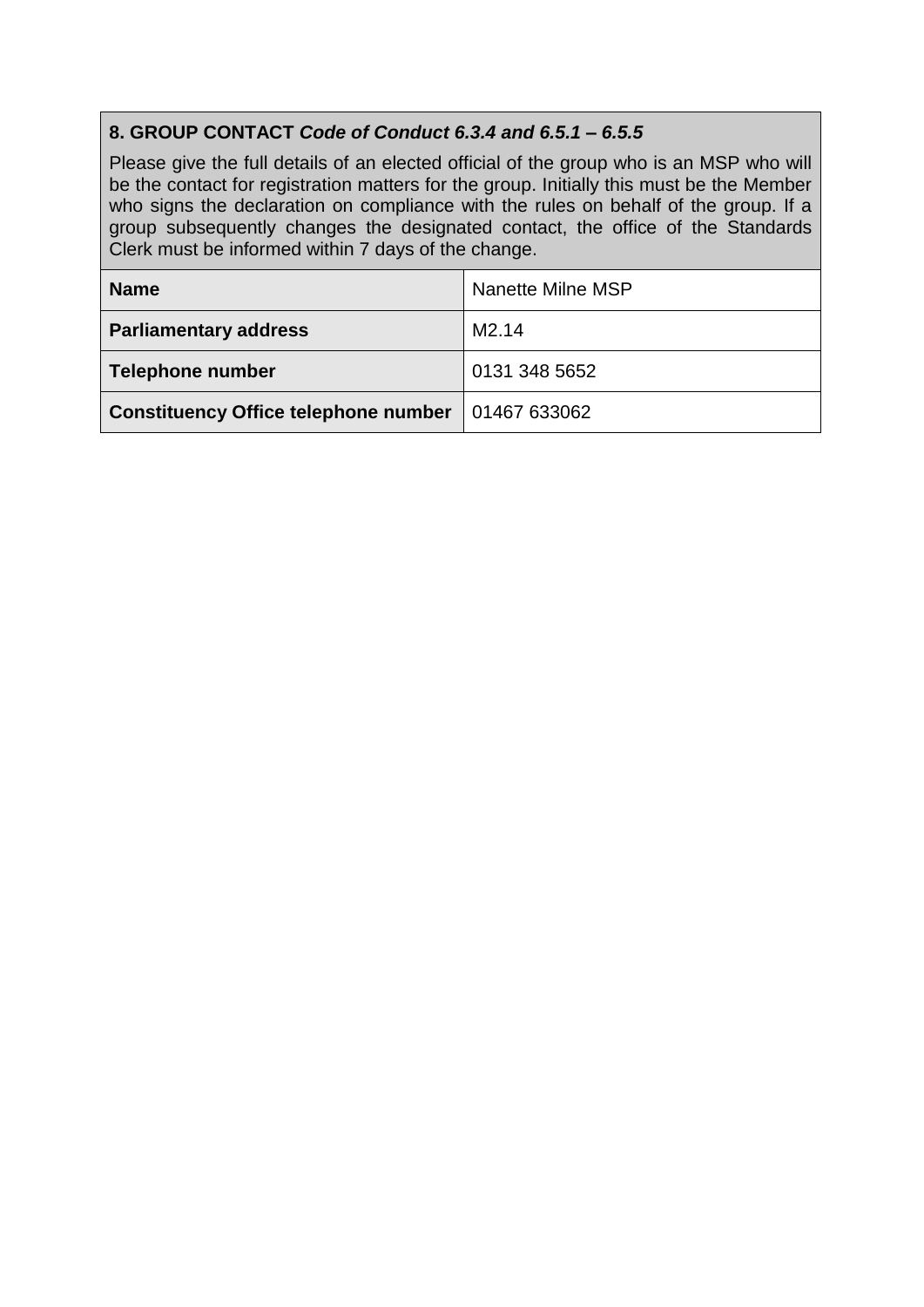## 8. GROUP CONTACT *Code of Conduct 6.3.4 and 6.5.1 – 6.5.5*

Please give the full details of an elected official of the group who is an MSP who will be the contact for registration matters for the group. Initially this must be the Member who signs the declaration on compliance with the rules on behalf of the group. If a group subsequently changes the designated contact, the office of the Standards Clerk must be informed within 7 days of the change.

| | |
|---|---|
| **Name** | Nanette Milne MSP |
| **Parliamentary address** | M2.14 |
| **Telephone number** | 0131 348 5652 |
| **Constituency Office telephone number** | 01467 633062 |